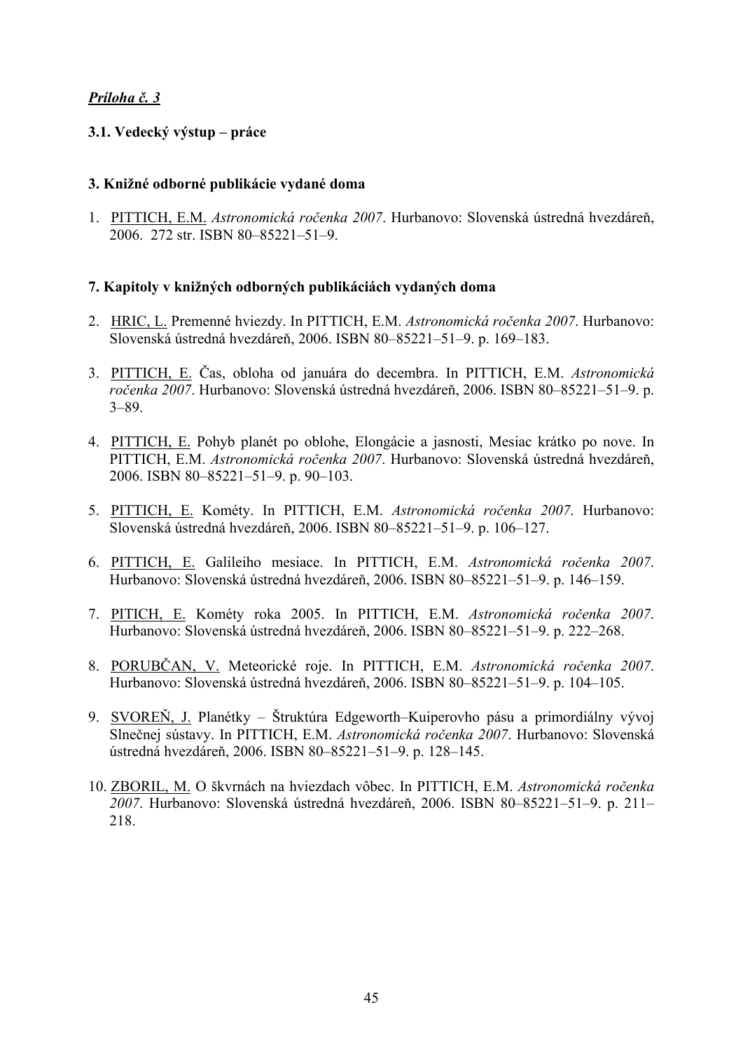***Príloha č. 3***

**3.1. Vedecký výstup – práce**

**3. Knižné odborné publikácie vydané doma**

1. PITTICH, E.M. *Astronomická ročenka 2007*. Hurbanovo: Slovenská ústredná hvezdáreň, 2006. 272 str. ISBN 80–85221–51–9.

**7. Kapitoly v knižných odborných publikáciách vydaných doma**

2. HRIC, L. Premenné hviezdy. In PITTICH, E.M. *Astronomická ročenka 2007*. Hurbanovo: Slovenská ústredná hvezdáreň, 2006. ISBN 80–85221–51–9. p. 169–183.

3. PITTICH, E. Čas, obloha od januára do decembra. In PITTICH, E.M. *Astronomická ročenka 2007*. Hurbanovo: Slovenská ústredná hvezdáreň, 2006. ISBN 80–85221–51–9. p. 3–89.

4. PITTICH, E. Pohyb planét po oblohe, Elongácie a jasnosti, Mesiac krátko po nove. In PITTICH, E.M. *Astronomická ročenka 2007*. Hurbanovo: Slovenská ústredná hvezdáreň, 2006. ISBN 80–85221–51–9. p. 90–103.

5. PITTICH, E. Kométy. In PITTICH, E.M. *Astronomická ročenka 2007*. Hurbanovo: Slovenská ústredná hvezdáreň, 2006. ISBN 80–85221–51–9. p. 106–127.

6. PITTICH, E. Galileiho mesiace. In PITTICH, E.M. *Astronomická ročenka 2007*. Hurbanovo: Slovenská ústredná hvezdáreň, 2006. ISBN 80–85221–51–9. p. 146–159.

7. PITICH, E. Kométy roka 2005. In PITTICH, E.M. *Astronomická ročenka 2007*. Hurbanovo: Slovenská ústredná hvezdáreň, 2006. ISBN 80–85221–51–9. p. 222–268.

8. PORUBČAN, V. Meteorické roje. In PITTICH, E.M. *Astronomická ročenka 2007*. Hurbanovo: Slovenská ústredná hvezdáreň, 2006. ISBN 80–85221–51–9. p. 104–105.

9. SVOREŇ, J. Planétky – Štruktúra Edgeworth–Kuiperovho pásu a primordiálny vývoj Slnečnej sústavy. In PITTICH, E.M. *Astronomická ročenka 2007*. Hurbanovo: Slovenská ústredná hvezdáreň, 2006. ISBN 80–85221–51–9. p. 128–145.

10. ZBORIL, M. O škvrnách na hviezdach vôbec. In PITTICH, E.M. *Astronomická ročenka 2007*. Hurbanovo: Slovenská ústredná hvezdáreň, 2006. ISBN 80–85221–51–9. p. 211–218.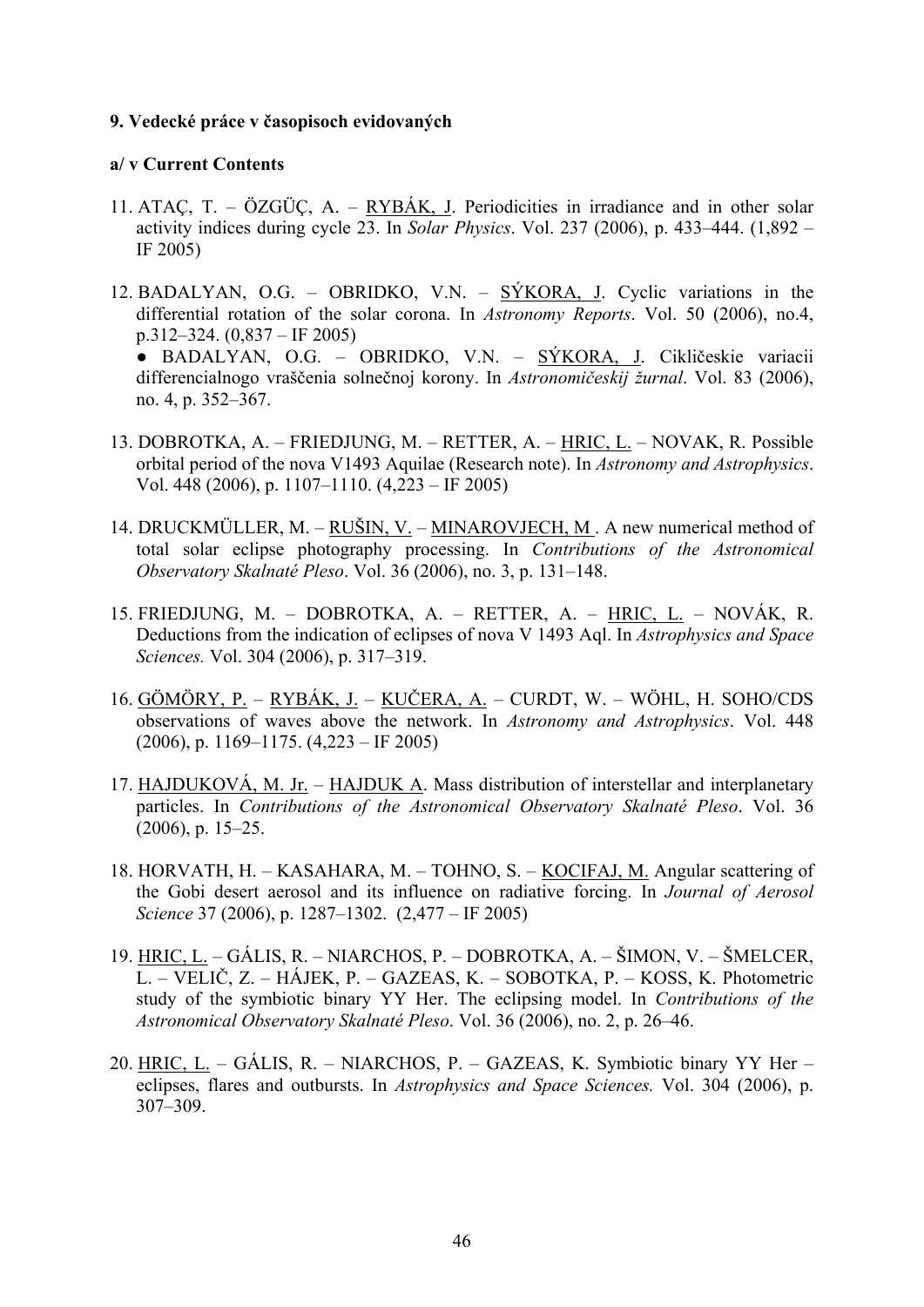**9. Vedecké práce v časopisoch evidovaných**

**a/ v Current Contents**

11. ATAÇ, T. – ÖZGÜÇ, A. – RYBÁK, J. Periodicities in irradiance and in other solar activity indices during cycle 23. In *Solar Physics*. Vol. 237 (2006), p. 433–444. (1,892 – IF 2005)

12. BADALYAN, O.G. – OBRIDKO, V.N. – SÝKORA, J. Cyclic variations in the differential rotation of the solar corona. In *Astronomy Reports*. Vol. 50 (2006), no.4, p.312–324. (0,837 – IF 2005)
    ● BADALYAN, O.G. – OBRIDKO, V.N. – SÝKORA, J. Cikličeskie variacii differencialnogo vraščenia solnečnoj korony. In *Astronomičeskij žurnal*. Vol. 83 (2006), no. 4, p. 352–367.

13. DOBROTKA, A. – FRIEDJUNG, M. – RETTER, A. – HRIC, L. – NOVAK, R. Possible orbital period of the nova V1493 Aquilae (Research note). In *Astronomy and Astrophysics*. Vol. 448 (2006), p. 1107–1110. (4,223 – IF 2005)

14. DRUCKMÜLLER, M. – RUŠIN, V. – MINAROVJECH, M . A new numerical method of total solar eclipse photography processing. In *Contributions of the Astronomical Observatory Skalnaté Pleso*. Vol. 36 (2006), no. 3, p. 131–148.

15. FRIEDJUNG, M. – DOBROTKA, A. – RETTER, A. – HRIC, L. – NOVÁK, R. Deductions from the indication of eclipses of nova V 1493 Aql. In *Astrophysics and Space Sciences.* Vol. 304 (2006), p. 317–319.

16. GÖMÖRY, P. – RYBÁK, J. – KUČERA, A. – CURDT, W. – WÖHL, H. SOHO/CDS observations of waves above the network. In *Astronomy and Astrophysics*. Vol. 448 (2006), p. 1169–1175. (4,223 – IF 2005)

17. HAJDUKOVÁ, M. Jr. – HAJDUK A. Mass distribution of interstellar and interplanetary particles. In *Contributions of the Astronomical Observatory Skalnaté Pleso*. Vol. 36 (2006), p. 15–25.

18. HORVATH, H. – KASAHARA, M. – TOHNO, S. – KOCIFAJ, M. Angular scattering of the Gobi desert aerosol and its influence on radiative forcing. In *Journal of Aerosol Science* 37 (2006), p. 1287–1302. (2,477 – IF 2005)

19. HRIC, L. – GÁLIS, R. – NIARCHOS, P. – DOBROTKA, A. – ŠIMON, V. – ŠMELCER, L. – VELIČ, Z. – HÁJEK, P. – GAZEAS, K. – SOBOTKA, P. – KOSS, K. Photometric study of the symbiotic binary YY Her. The eclipsing model. In *Contributions of the Astronomical Observatory Skalnaté Pleso*. Vol. 36 (2006), no. 2, p. 26–46.

20. HRIC, L. – GÁLIS, R. – NIARCHOS, P. – GAZEAS, K. Symbiotic binary YY Her – eclipses, flares and outbursts. In *Astrophysics and Space Sciences.* Vol. 304 (2006), p. 307–309.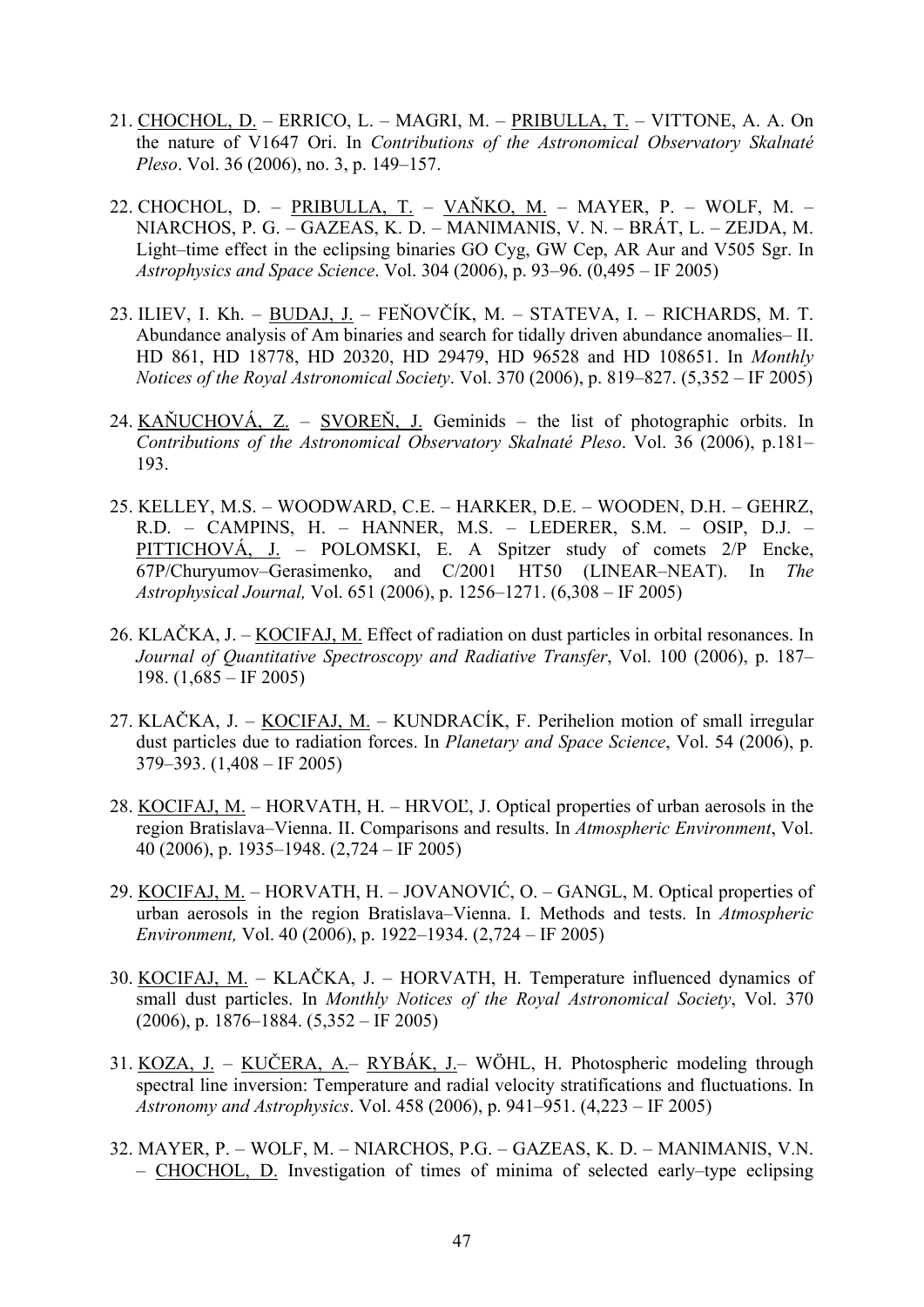21. CHOCHOL, D. – ERRICO, L. – MAGRI, M. – PRIBULLA, T. – VITTONE, A. A. On the nature of V1647 Ori. In *Contributions of the Astronomical Observatory Skalnaté Pleso*. Vol. 36 (2006), no. 3, p. 149–157.

22. CHOCHOL, D. – PRIBULLA, T. – VAŇKO, M. – MAYER, P. – WOLF, M. – NIARCHOS, P. G. – GAZEAS, K. D. – MANIMANIS, V. N. – BRÁT, L. – ZEJDA, M. Light–time effect in the eclipsing binaries GO Cyg, GW Cep, AR Aur and V505 Sgr. In *Astrophysics and Space Science*. Vol. 304 (2006), p. 93–96. (0,495 – IF 2005)

23. ILIEV, I. Kh. – BUDAJ, J. – FEŇOVČÍK, M. – STATEVA, I. – RICHARDS, M. T. Abundance analysis of Am binaries and search for tidally driven abundance anomalies– II. HD 861, HD 18778, HD 20320, HD 29479, HD 96528 and HD 108651. In *Monthly Notices of the Royal Astronomical Society*. Vol. 370 (2006), p. 819–827. (5,352 – IF 2005)

24. KAŇUCHOVÁ, Z. – SVOREŇ, J. Geminids – the list of photographic orbits. In *Contributions of the Astronomical Observatory Skalnaté Pleso*. Vol. 36 (2006), p.181–193.

25. KELLEY, M.S. – WOODWARD, C.E. – HARKER, D.E. – WOODEN, D.H. – GEHRZ, R.D. – CAMPINS, H. – HANNER, M.S. – LEDERER, S.M. – OSIP, D.J. – PITTICHOVÁ, J. – POLOMSKI, E. A Spitzer study of comets 2/P Encke, 67P/Churyumov–Gerasimenko, and C/2001 HT50 (LINEAR–NEAT). In *The Astrophysical Journal,* Vol. 651 (2006), p. 1256–1271. (6,308 – IF 2005)

26. KLAČKA, J. – KOCIFAJ, M. Effect of radiation on dust particles in orbital resonances. In *Journal of Quantitative Spectroscopy and Radiative Transfer*, Vol. 100 (2006), p. 187–198. (1,685 – IF 2005)

27. KLAČKA, J. – KOCIFAJ, M. – KUNDRACÍK, F. Perihelion motion of small irregular dust particles due to radiation forces. In *Planetary and Space Science*, Vol. 54 (2006), p. 379–393. (1,408 – IF 2005)

28. KOCIFAJ, M. – HORVATH, H. – HRVOĽ, J. Optical properties of urban aerosols in the region Bratislava–Vienna. II. Comparisons and results. In *Atmospheric Environment*, Vol. 40 (2006), p. 1935–1948. (2,724 – IF 2005)

29. KOCIFAJ, M. – HORVATH, H. – JOVANOVIĆ, O. – GANGL, M. Optical properties of urban aerosols in the region Bratislava–Vienna. I. Methods and tests. In *Atmospheric Environment,* Vol. 40 (2006), p. 1922–1934. (2,724 – IF 2005)

30. KOCIFAJ, M. – KLAČKA, J. – HORVATH, H. Temperature influenced dynamics of small dust particles. In *Monthly Notices of the Royal Astronomical Society*, Vol. 370 (2006), p. 1876–1884. (5,352 – IF 2005)

31. KOZA, J. – KUČERA, A.– RYBÁK, J.– WÖHL, H. Photospheric modeling through spectral line inversion: Temperature and radial velocity stratifications and fluctuations. In *Astronomy and Astrophysics*. Vol. 458 (2006), p. 941–951. (4,223 – IF 2005)

32. MAYER, P. – WOLF, M. – NIARCHOS, P.G. – GAZEAS, K. D. – MANIMANIS, V.N. – CHOCHOL, D. Investigation of times of minima of selected early–type eclipsing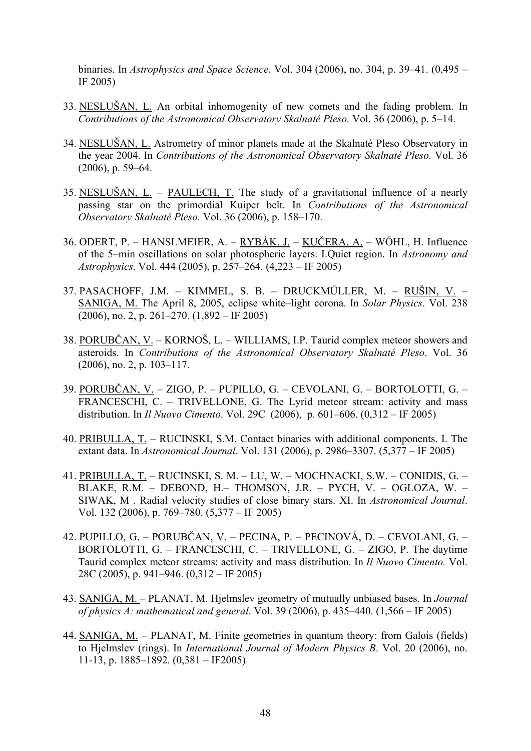binaries. In *Astrophysics and Space Science*. Vol. 304 (2006), no. 304, p. 39–41. (0,495 – IF 2005)

33. NESLUŠAN, L. An orbital inhomogenity of new comets and the fading problem. In *Contributions of the Astronomical Observatory Skalnaté Pleso.* Vol. 36 (2006), p. 5–14.

34. NESLUŠAN, L. Astrometry of minor planets made at the Skalnaté Pleso Observatory in the year 2004. In *Contributions of the Astronomical Observatory Skalnaté Pleso.* Vol. 36 (2006), p. 59–64.

35. NESLUŠAN, L. – PAULECH, T. The study of a gravitational influence of a nearly passing star on the primordial Kuiper belt. In *Contributions of the Astronomical Observatory Skalnaté Pleso.* Vol. 36 (2006), p. 158–170.

36. ODERT, P. – HANSLMEIER, A. – RYBÁK, J. – KUČERA, A. – WÖHL, H. Influence of the 5–min oscillations on solar photospheric layers. I.Quiet region. In *Astronomy and Astrophysics*. Vol. 444 (2005), p. 257–264. (4,223 – IF 2005)

37. PASACHOFF, J.M. – KIMMEL, S. B. – DRUCKMÜLLER, M. – RUŠIN, V. – SANIGA, M. The April 8, 2005, eclipse white–light corona. In *Solar Physics*. Vol. 238 (2006), no. 2, p. 261–270. (1,892 – IF 2005)

38. PORUBČAN, V. – KORNOŠ, L. – WILLIAMS, I.P. Taurid complex meteor showers and asteroids. In *Contributions of the Astronomical Observatory Skalnaté Pleso*. Vol. 36 (2006), no. 2, p. 103–117.

39. PORUBČAN, V. – ZIGO, P. – PUPILLO, G. – CEVOLANI, G. – BORTOLOTTI, G. – FRANCESCHI, C. – TRIVELLONE, G. The Lyrid meteor stream: activity and mass distribution. In *Il Nuovo Cimento*. Vol. 29C (2006), p. 601–606. (0,312 – IF 2005)

40. PRIBULLA, T. – RUCINSKI, S.M. Contact binaries with additional components. I. The extant data. In *Astronomical Journal*. Vol. 131 (2006), p. 2986–3307. (5,377 – IF 2005)

41. PRIBULLA, T. – RUCINSKI, S. M. – LU, W. – MOCHNACKI, S.W. – CONIDIS, G. – BLAKE, R.M. – DEBOND, H.– THOMSON, J.R. – PYCH, V. – OGLOZA, W. – SIWAK, M . Radial velocity studies of close binary stars. XI. In *Astronomical Journal*. Vol. 132 (2006), p. 769–780. (5,377 – IF 2005)

42. PUPILLO, G. – PORUBČAN, V. – PECINA, P. – PECINOVÁ, D. – CEVOLANI, G. – BORTOLOTTI, G. – FRANCESCHI, C. – TRIVELLONE, G. – ZIGO, P. The daytime Taurid complex meteor streams: activity and mass distribution. In *Il Nuovo Cimento.* Vol. 28C (2005), p. 941–946. (0,312 – IF 2005)

43. SANIGA, M. – PLANAT, M. Hjelmslev geometry of mutually unbiased bases. In *Journal of physics A: mathematical and general*. Vol. 39 (2006), p. 435–440. (1,566 – IF 2005)

44. SANIGA, M. – PLANAT, M. Finite geometries in quantum theory: from Galois (fields) to Hjelmslev (rings). In *International Journal of Modern Physics B*. Vol. 20 (2006), no. 11-13, p. 1885–1892. (0,381 – IF2005)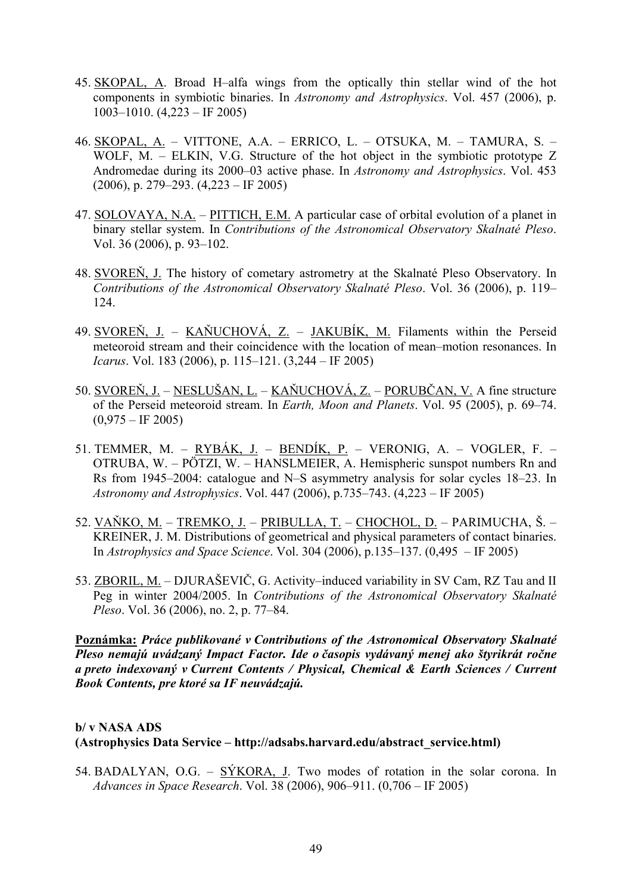45. SKOPAL, A. Broad H–alfa wings from the optically thin stellar wind of the hot components in symbiotic binaries. In *Astronomy and Astrophysics*. Vol. 457 (2006), p. 1003–1010. (4,223 – IF 2005)

46. SKOPAL, A. – VITTONE, A.A. – ERRICO, L. – OTSUKA, M. – TAMURA, S. – WOLF, M. – ELKIN, V.G. Structure of the hot object in the symbiotic prototype Z Andromedae during its 2000–03 active phase. In *Astronomy and Astrophysics*. Vol. 453 (2006), p. 279–293. (4,223 – IF 2005)

47. SOLOVAYA, N.A. – PITTICH, E.M. A particular case of orbital evolution of a planet in binary stellar system. In *Contributions of the Astronomical Observatory Skalnaté Pleso*. Vol. 36 (2006), p. 93–102.

48. SVOREŇ, J. The history of cometary astrometry at the Skalnaté Pleso Observatory. In *Contributions of the Astronomical Observatory Skalnaté Pleso*. Vol. 36 (2006), p. 119–124.

49. SVOREŇ, J. – KAŇUCHOVÁ, Z. – JAKUBÍK, M. Filaments within the Perseid meteoroid stream and their coincidence with the location of mean–motion resonances. In *Icarus*. Vol. 183 (2006), p. 115–121. (3,244 – IF 2005)

50. SVOREŇ, J. – NESLUŠAN, L. – KAŇUCHOVÁ, Z. – PORUBČAN, V. A fine structure of the Perseid meteoroid stream. In *Earth, Moon and Planets*. Vol. 95 (2005), p. 69–74. (0,975 – IF 2005)

51. TEMMER, M. – RYBÁK, J. – BENDÍK, P. – VERONIG, A. – VOGLER, F. – OTRUBA, W. – PÖTZI, W. – HANSLMEIER, A. Hemispheric sunspot numbers Rn and Rs from 1945–2004: catalogue and N–S asymmetry analysis for solar cycles 18–23. In *Astronomy and Astrophysics*. Vol. 447 (2006), p.735–743. (4,223 – IF 2005)

52. VAŇKO, M. – TREMKO, J. – PRIBULLA, T. – CHOCHOL, D. – PARIMUCHA, Š. – KREINER, J. M. Distributions of geometrical and physical parameters of contact binaries. In *Astrophysics and Space Science*. Vol. 304 (2006), p.135–137. (0,495 – IF 2005)

53. ZBORIL, M. – DJURAŠEVIČ, G. Activity–induced variability in SV Cam, RZ Tau and II Peg in winter 2004/2005. In *Contributions of the Astronomical Observatory Skalnaté Pleso*. Vol. 36 (2006), no. 2, p. 77–84.

**Poznámka:** ***Práce publikované v Contributions of the Astronomical Observatory Skalnaté Pleso nemajú uvádzaný Impact Factor. Ide o časopis vydávaný menej ako štyrikrát ročne a preto indexovaný v Current Contents / Physical, Chemical & Earth Sciences / Current Book Contents, pre ktoré sa IF neuvádzajú.***

**b/ v NASA ADS**
**(Astrophysics Data Service – http://adsabs.harvard.edu/abstract_service.html)**

54. BADALYAN, O.G. – SÝKORA, J. Two modes of rotation in the solar corona. In *Advances in Space Research*. Vol. 38 (2006), 906–911. (0,706 – IF 2005)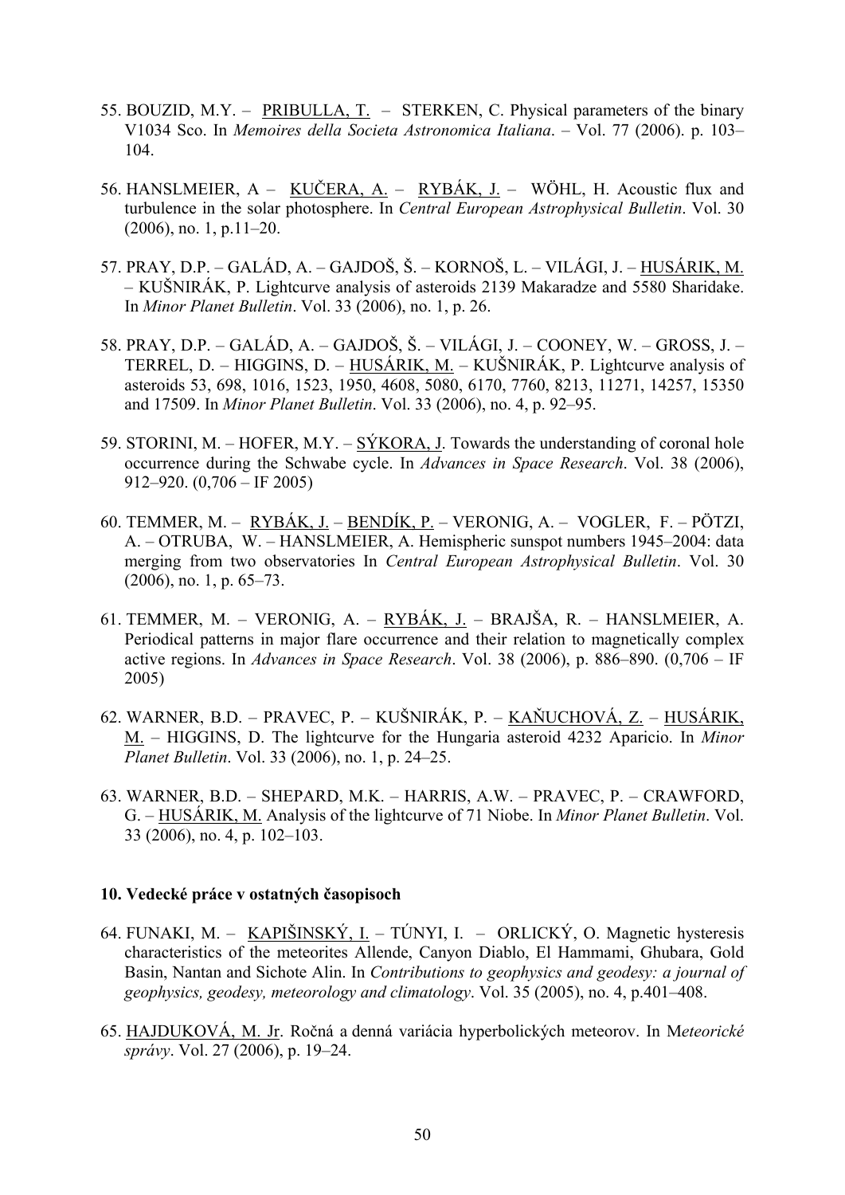55. BOUZID, M.Y. – PRIBULLA, T. – STERKEN, C. Physical parameters of the binary V1034 Sco. In *Memoires della Societa Astronomica Italiana*. – Vol. 77 (2006). p. 103–104.

56. HANSLMEIER, A – KUČERA, A. – RYBÁK, J. – WÖHL, H. Acoustic flux and turbulence in the solar photosphere. In *Central European Astrophysical Bulletin*. Vol. 30 (2006), no. 1, p.11–20.

57. PRAY, D.P. – GALÁD, A. – GAJDOŠ, Š. – KORNOŠ, L. – VILÁGI, J. – HUSÁRIK, M. – KUŠNIRÁK, P. Lightcurve analysis of asteroids 2139 Makaradze and 5580 Sharidake. In *Minor Planet Bulletin*. Vol. 33 (2006), no. 1, p. 26.

58. PRAY, D.P. – GALÁD, A. – GAJDOŠ, Š. – VILÁGI, J. – COONEY, W. – GROSS, J. – TERREL, D. – HIGGINS, D. – HUSÁRIK, M. – KUŠNIRÁK, P. Lightcurve analysis of asteroids 53, 698, 1016, 1523, 1950, 4608, 5080, 6170, 7760, 8213, 11271, 14257, 15350 and 17509. In *Minor Planet Bulletin*. Vol. 33 (2006), no. 4, p. 92–95.

59. STORINI, M. – HOFER, M.Y. – SÝKORA, J. Towards the understanding of coronal hole occurrence during the Schwabe cycle. In *Advances in Space Research*. Vol. 38 (2006), 912–920. (0,706 – IF 2005)

60. TEMMER, M. – RYBÁK, J. – BENDÍK, P. – VERONIG, A. – VOGLER, F. – PÖTZI, A. – OTRUBA, W. – HANSLMEIER, A. Hemispheric sunspot numbers 1945–2004: data merging from two observatories In *Central European Astrophysical Bulletin*. Vol. 30 (2006), no. 1, p. 65–73.

61. TEMMER, M. – VERONIG, A. – RYBÁK, J. – BRAJŠA, R. – HANSLMEIER, A. Periodical patterns in major flare occurrence and their relation to magnetically complex active regions. In *Advances in Space Research*. Vol. 38 (2006), p. 886–890. (0,706 – IF 2005)

62. WARNER, B.D. – PRAVEC, P. – KUŠNIRÁK, P. – KAŇUCHOVÁ, Z. – HUSÁRIK, M. – HIGGINS, D. The lightcurve for the Hungaria asteroid 4232 Aparicio. In *Minor Planet Bulletin*. Vol. 33 (2006), no. 1, p. 24–25.

63. WARNER, B.D. – SHEPARD, M.K. – HARRIS, A.W. – PRAVEC, P. – CRAWFORD, G. – HUSÁRIK, M. Analysis of the lightcurve of 71 Niobe. In *Minor Planet Bulletin*. Vol. 33 (2006), no. 4, p. 102–103.

### 10. Vedecké práce v ostatných časopisoch

64. FUNAKI, M. – KAPIŠINSKÝ, I. – TÚNYI, I. – ORLICKÝ, O. Magnetic hysteresis characteristics of the meteorites Allende, Canyon Diablo, El Hammami, Ghubara, Gold Basin, Nantan and Sichote Alin. In *Contributions to geophysics and geodesy: a journal of geophysics, geodesy, meteorology and climatology*. Vol. 35 (2005), no. 4, p.401–408.

65. HAJDUKOVÁ, M. Jr. Ročná a denná variácia hyperbolických meteorov. In *Meteorické správy*. Vol. 27 (2006), p. 19–24.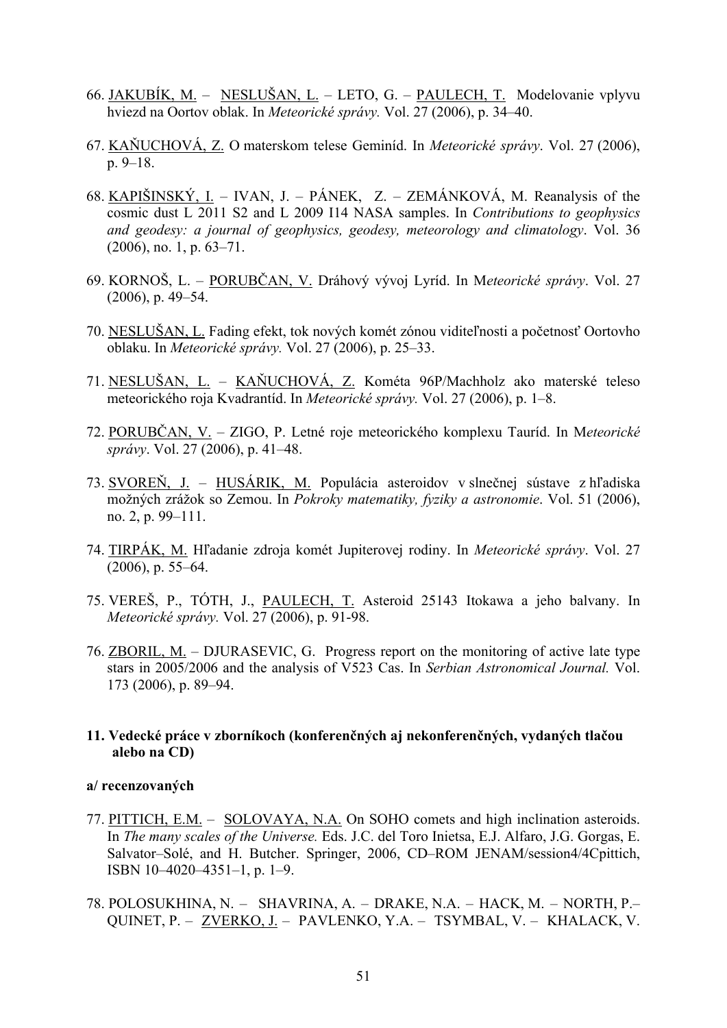66. <u>JAKUBÍK, M.</u> – <u>NESLUŠAN, L.</u> – LETO, G. – <u>PAULECH, T.</u> Modelovanie vplyvu hviezd na Oortov oblak. In *Meteorické správy.* Vol. 27 (2006), p. 34–40.

67. <u>KAŇUCHOVÁ, Z.</u> O materskom telese Geminíd. In *Meteorické správy*. Vol. 27 (2006), p. 9–18.

68. <u>KAPIŠINSKÝ, I.</u> – IVAN, J. – PÁNEK, Z. – ZEMÁNKOVÁ, M. Reanalysis of the cosmic dust L 2011 S2 and L 2009 I14 NASA samples. In *Contributions to geophysics and geodesy: a journal of geophysics, geodesy, meteorology and climatology*. Vol. 36 (2006), no. 1, p. 63–71.

69. KORNOŠ, L. – <u>PORUBČAN, V.</u> Dráhový vývoj Lyríd. In M*eteorické správy*. Vol. 27 (2006), p. 49–54.

70. <u>NESLUŠAN, L.</u> Fading efekt, tok nových komét zónou viditeľnosti a početnosť Oortovho oblaku. In *Meteorické správy.* Vol. 27 (2006), p. 25–33.

71. <u>NESLUŠAN, L.</u> – <u>KAŇUCHOVÁ, Z.</u> Kométa 96P/Machholz ako materské teleso meteorického roja Kvadrantíd. In *Meteorické správy.* Vol. 27 (2006), p. 1–8.

72. <u>PORUBČAN, V.</u> – ZIGO, P. Letné roje meteorického komplexu Tauríd. In M*eteorické správy*. Vol. 27 (2006), p. 41–48.

73. <u>SVOREŇ, J.</u> – <u>HUSÁRIK, M.</u> Populácia asteroidov v slnečnej sústave z hľadiska možných zrážok so Zemou. In *Pokroky matematiky, fyziky a astronomie*. Vol. 51 (2006), no. 2, p. 99–111.

74. <u>TIRPÁK, M.</u> Hľadanie zdroja komét Jupiterovej rodiny. In *Meteorické správy*. Vol. 27 (2006), p. 55–64.

75. VEREŠ, P., TÓTH, J., <u>PAULECH, T.</u> Asteroid 25143 Itokawa a jeho balvany. In *Meteorické správy.* Vol. 27 (2006), p. 91-98.

76. <u>ZBORIL, M.</u> – DJURASEVIC, G. Progress report on the monitoring of active late type stars in 2005/2006 and the analysis of V523 Cas. In *Serbian Astronomical Journal.* Vol. 173 (2006), p. 89–94.

### 11. Vedecké práce v zborníkoch (konferenčných aj nekonferenčných, vydaných tlačou alebo na CD)

**a/ recenzovaných**

77. <u>PITTICH, E.M.</u> – <u>SOLOVAYA, N.A.</u> On SOHO comets and high inclination asteroids. In *The many scales of the Universe.* Eds. J.C. del Toro Inietsa, E.J. Alfaro, J.G. Gorgas, E. Salvator–Solé, and H. Butcher. Springer, 2006, CD–ROM JENAM/session4/4Cpittich, ISBN 10–4020–4351–1, p. 1–9.

78. POLOSUKHINA, N. – SHAVRINA, A. – DRAKE, N.A. – HACK, M. – NORTH, P.– QUINET, P. – <u>ZVERKO, J.</u> – PAVLENKO, Y.A. – TSYMBAL, V. – KHALACK, V.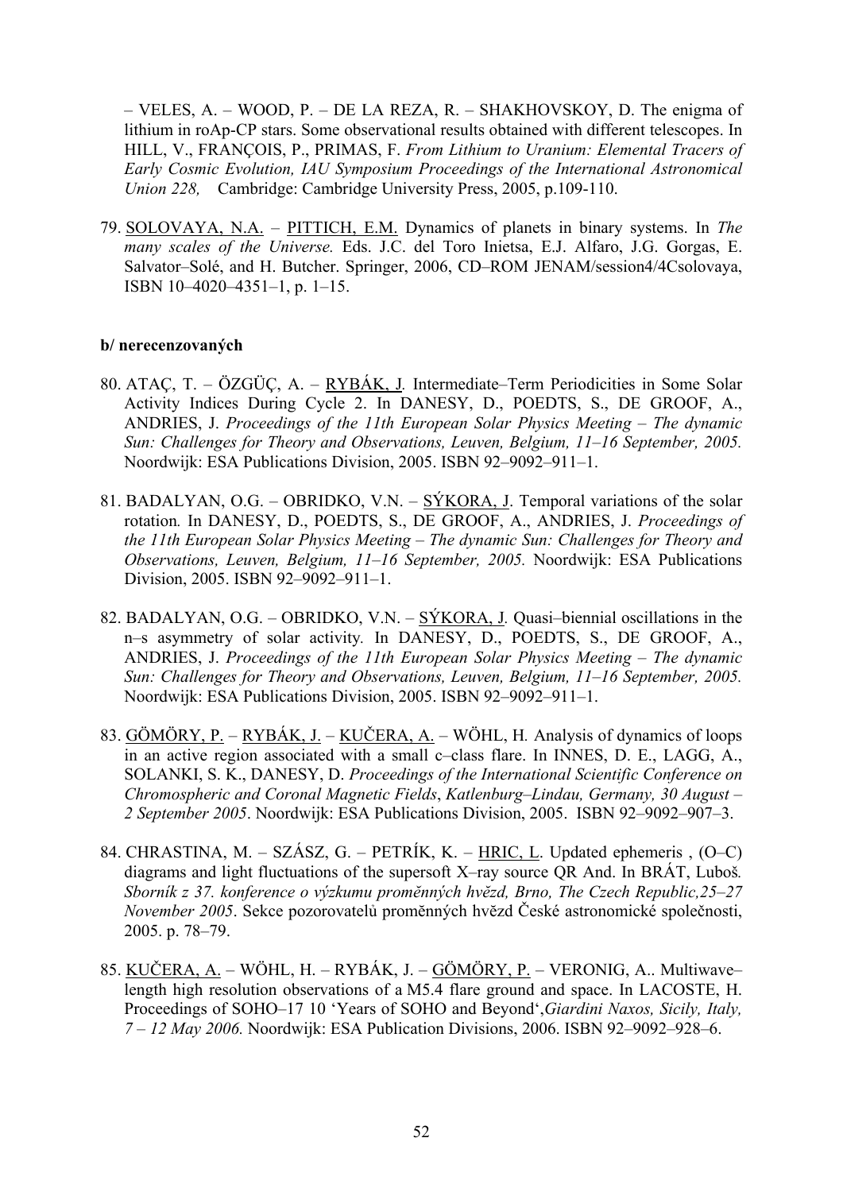– VELES, A. – WOOD, P. – DE LA REZA, R. – SHAKHOVSKOY, D. The enigma of lithium in roAp-CP stars. Some observational results obtained with different telescopes. In HILL, V., FRANÇOIS, P., PRIMAS, F. *From Lithium to Uranium: Elemental Tracers of Early Cosmic Evolution, IAU Symposium Proceedings of the International Astronomical Union 228,* Cambridge: Cambridge University Press, 2005, p.109-110.

79. <u>SOLOVAYA, N.A.</u> – <u>PITTICH, E.M.</u> Dynamics of planets in binary systems. In *The many scales of the Universe.* Eds. J.C. del Toro Inietsa, E.J. Alfaro, J.G. Gorgas, E. Salvator–Solé, and H. Butcher. Springer, 2006, CD–ROM JENAM/session4/4Csolovaya, ISBN 10–4020–4351–1, p. 1–15.

**b/ nerecenzovaných**

80. ATAÇ, T. – ÖZGÜÇ, A. – <u>RYBÁK, J.</u> Intermediate–Term Periodicities in Some Solar Activity Indices During Cycle 2. In DANESY, D., POEDTS, S., DE GROOF, A., ANDRIES, J. *Proceedings of the 11th European Solar Physics Meeting – The dynamic Sun: Challenges for Theory and Observations, Leuven, Belgium, 11–16 September, 2005.* Noordwijk: ESA Publications Division, 2005. ISBN 92–9092–911–1.

81. BADALYAN, O.G. – OBRIDKO, V.N. – <u>SÝKORA, J</u>. Temporal variations of the solar rotation. In DANESY, D., POEDTS, S., DE GROOF, A., ANDRIES, J. *Proceedings of the 11th European Solar Physics Meeting – The dynamic Sun: Challenges for Theory and Observations, Leuven, Belgium, 11–16 September, 2005.* Noordwijk: ESA Publications Division, 2005. ISBN 92–9092–911–1.

82. BADALYAN, O.G. – OBRIDKO, V.N. – <u>SÝKORA, J.</u> Quasi–biennial oscillations in the n–s asymmetry of solar activity. In DANESY, D., POEDTS, S., DE GROOF, A., ANDRIES, J. *Proceedings of the 11th European Solar Physics Meeting – The dynamic Sun: Challenges for Theory and Observations, Leuven, Belgium, 11–16 September, 2005.* Noordwijk: ESA Publications Division, 2005. ISBN 92–9092–911–1.

83. <u>GÖMÖRY, P.</u> – <u>RYBÁK, J.</u> – <u>KUČERA, A.</u> – WÖHL, H. Analysis of dynamics of loops in an active region associated with a small c–class flare. In INNES, D. E., LAGG, A., SOLANKI, S. K., DANESY, D. *Proceedings of the International Scientific Conference on Chromospheric and Coronal Magnetic Fields*, *Katlenburg–Lindau, Germany, 30 August – 2 September 2005*. Noordwijk: ESA Publications Division, 2005. ISBN 92–9092–907–3.

84. CHRASTINA, M. – SZÁSZ, G. – PETRÍK, K. – <u>HRIC, L</u>. Updated ephemeris , (O–C) diagrams and light fluctuations of the supersoft X–ray source QR And. In BRÁT, Luboš. *Sborník z 37. konference o výzkumu proměnných hvězd, Brno, The Czech Republic,25–27 November 2005*. Sekce pozorovatelů proměnných hvězd České astronomické společnosti, 2005. p. 78–79.

85. <u>KUČERA, A.</u> – WÖHL, H. – RYBÁK, J. – <u>GÖMÖRY, P.</u> – VERONIG, A.. Multiwave–length high resolution observations of a M5.4 flare ground and space. In LACOSTE, H. Proceedings of SOHO–17 10 'Years of SOHO and Beyond',*Giardini Naxos, Sicily, Italy, 7 – 12 May 2006.* Noordwijk: ESA Publication Divisions, 2006. ISBN 92–9092–928–6.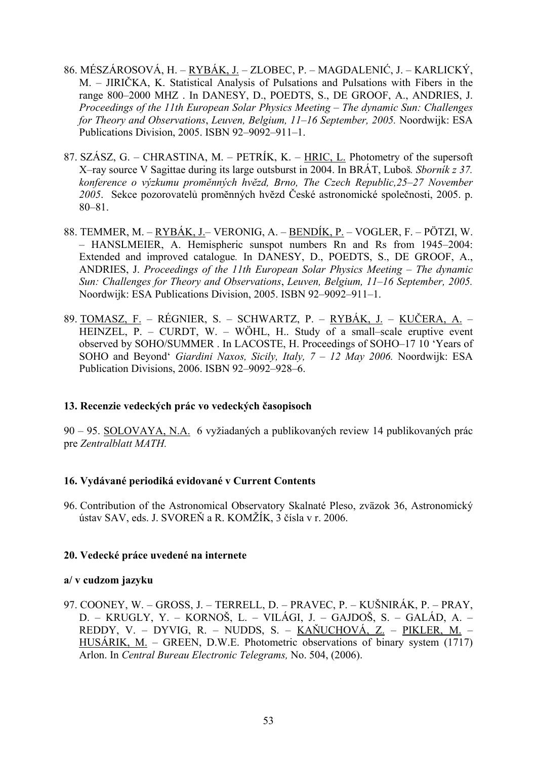86. MÉSZÁROSOVÁ, H. – RYBÁK, J. – ZLOBEC, P. – MAGDALENIĆ, J. – KARLICKÝ, M. – JIRIČKA, K. Statistical Analysis of Pulsations and Pulsations with Fibers in the range 800–2000 MHZ . In DANESY, D., POEDTS, S., DE GROOF, A., ANDRIES, J. *Proceedings of the 11th European Solar Physics Meeting – The dynamic Sun: Challenges for Theory and Observations*, *Leuven, Belgium, 11–16 September, 2005.* Noordwijk: ESA Publications Division, 2005. ISBN 92–9092–911–1.

87. SZÁSZ, G. – CHRASTINA, M. – PETRÍK, K. – HRIC, L. Photometry of the supersoft X–ray source V Sagittae during its large outsburst in 2004. In BRÁT, Luboš. *Sborník z 37. konference o výzkumu proměnných hvězd, Brno, The Czech Republic,25–27 November 2005*. Sekce pozorovatelů proměnných hvězd České astronomické společnosti, 2005. p. 80–81.

88. TEMMER, M. – RYBÁK, J.– VERONIG, A. – BENDÍK, P. – VOGLER, F. – PÖTZI, W. – HANSLMEIER, A. Hemispheric sunspot numbers Rn and Rs from 1945–2004: Extended and improved catalogue*.* In DANESY, D., POEDTS, S., DE GROOF, A., ANDRIES, J. *Proceedings of the 11th European Solar Physics Meeting – The dynamic Sun: Challenges for Theory and Observations*, *Leuven, Belgium, 11–16 September, 2005.* Noordwijk: ESA Publications Division, 2005. ISBN 92–9092–911–1.

89. TOMASZ, F. – RÉGNIER, S. – SCHWARTZ, P. – RYBÁK, J. – KUČERA, A. – HEINZEL, P. – CURDT, W. – WÖHL, H.. Study of a small–scale eruptive event observed by SOHO/SUMMER . In LACOSTE, H. Proceedings of SOHO–17 10 'Years of SOHO and Beyond' *Giardini Naxos, Sicily, Italy, 7 – 12 May 2006.* Noordwijk: ESA Publication Divisions, 2006. ISBN 92–9092–928–6.

#### 13. Recenzie vedeckých prác vo vedeckých časopisoch

90 – 95. SOLOVAYA, N.A. 6 vyžiadaných a publikovaných review 14 publikovaných prác pre *Zentralblatt MATH.*

#### 16. Vydávané periodiká evidované v Current Contents

96. Contribution of the Astronomical Observatory Skalnaté Pleso, zväzok 36, Astronomický ústav SAV, eds. J. SVOREŇ a R. KOMŽÍK, 3 čísla v r. 2006.

#### 20. Vedecké práce uvedené na internete

#### a/ v cudzom jazyku

97. COONEY, W. – GROSS, J. – TERRELL, D. – PRAVEC, P. – KUŠNIRÁK, P. – PRAY, D. – KRUGLY, Y. – KORNOŠ, L. – VILÁGI, J. – GAJDOŠ, S. – GALÁD, A. – REDDY, V. – DYVIG, R. – NUDDS, S. – KAŇUCHOVÁ, Z. – PIKLER, M. – HUSÁRIK, M. – GREEN, D.W.E. Photometric observations of binary system (1717) Arlon. In *Central Bureau Electronic Telegrams,* No. 504, (2006).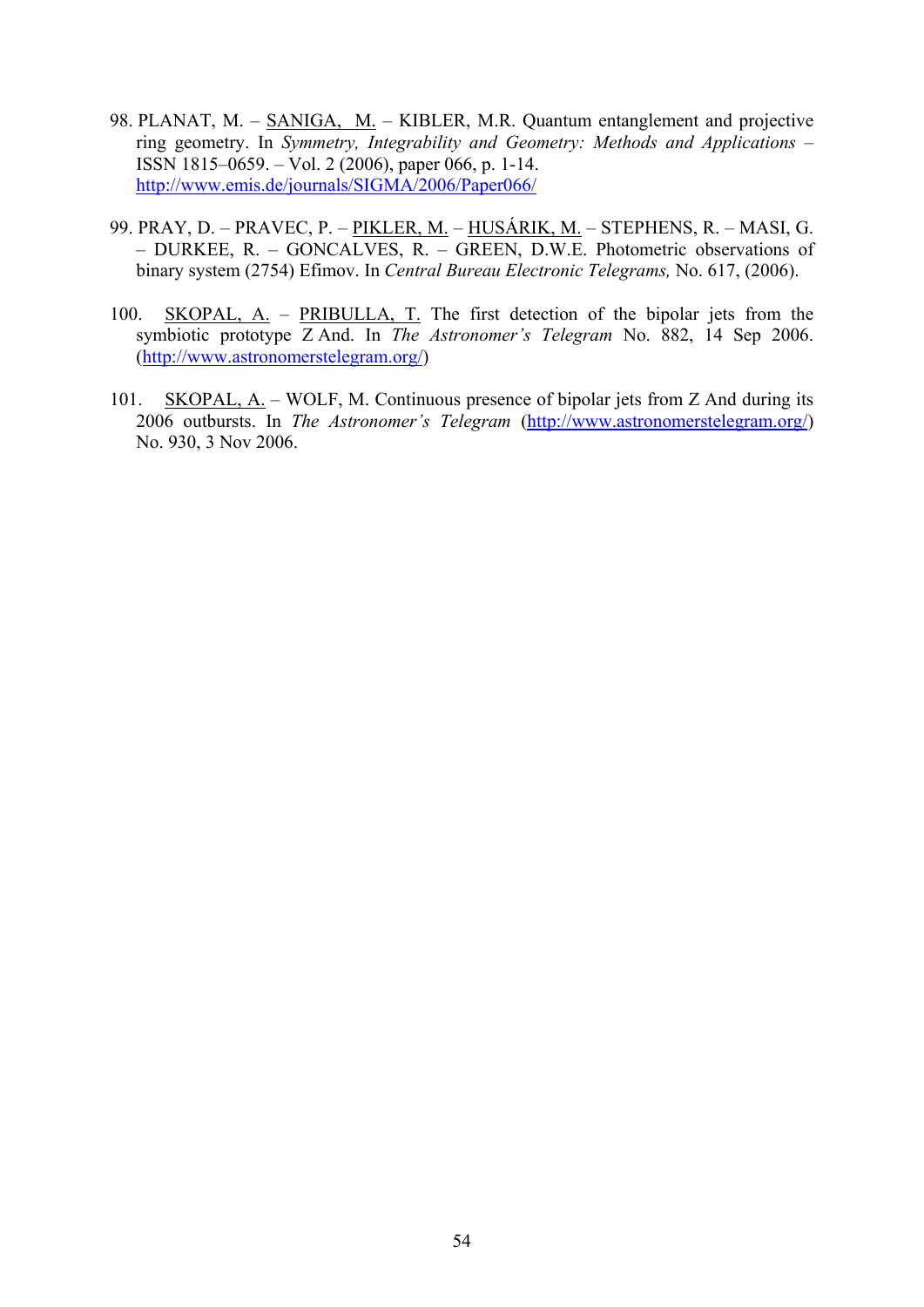98. PLANAT, M. – <u>SANIGA, M.</u> – KIBLER, M.R. Quantum entanglement and projective ring geometry. In *Symmetry, Integrability and Geometry: Methods and Applications* – ISSN 1815–0659. – Vol. 2 (2006), paper 066, p. 1-14. http://www.emis.de/journals/SIGMA/2006/Paper066/

99. PRAY, D. – PRAVEC, P. – <u>PIKLER, M.</u> – <u>HUSÁRIK, M.</u> – STEPHENS, R. – MASI, G. – DURKEE, R. – GONCALVES, R. – GREEN, D.W.E. Photometric observations of binary system (2754) Efimov. In *Central Bureau Electronic Telegrams,* No. 617, (2006).

100. <u>SKOPAL, A.</u> – <u>PRIBULLA, T.</u> The first detection of the bipolar jets from the symbiotic prototype Z And. In *The Astronomer's Telegram* No. 882, 14 Sep 2006. (http://www.astronomerstelegram.org/)

101. <u>SKOPAL, A.</u> – WOLF, M. Continuous presence of bipolar jets from Z And during its 2006 outbursts. In *The Astronomer's Telegram* (http://www.astronomerstelegram.org/) No. 930, 3 Nov 2006.